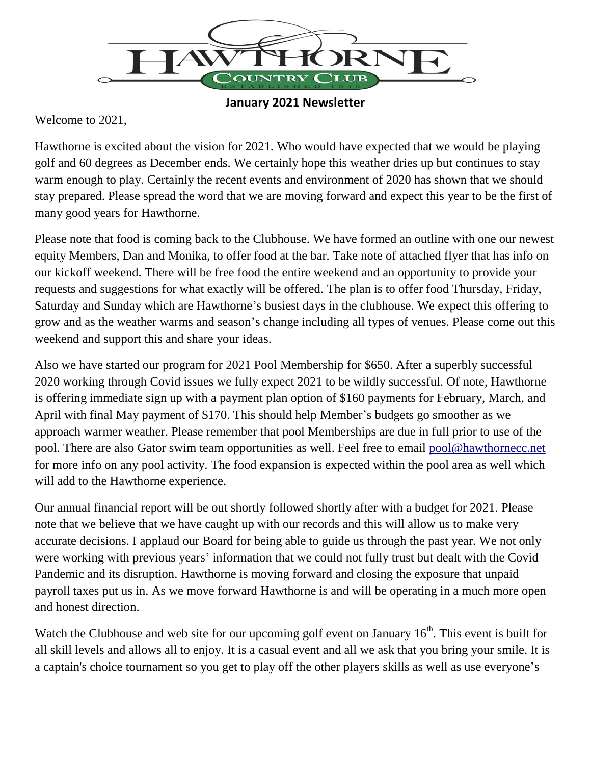# HAWTHORNE COUNTRY CLUB

ESTABLISHED 1948

**January 2021 Newsletter**

Welcome to 2021,

Hawthorne is excited about the vision for 2021. Who would have expected that we would be playing golf and 60 degrees as December ends. We certainly hope this weather dries up but continues to stay warm enough to play. Certainly the recent events and environment of 2020 has shown that we should stay prepared. Please spread the word that we are moving forward and expect this year to be the first of many good years for Hawthorne.

Please note that food is coming back to the Clubhouse. We have formed an outline with one our newest equity Members, Dan and Monika, to offer food at the bar. Take note of attached flyer that has info on our kickoff weekend. There will be free food the entire weekend and an opportunity to provide your requests and suggestions for what exactly will be offered. The plan is to offer food Thursday, Friday, Saturday and Sunday which are Hawthorne's busiest days in the clubhouse. We expect this offering to grow and as the weather warms and season's change including all types of venues. Please come out this weekend and support this and share your ideas.

Also we have started our program for 2021 Pool Membership for $650. After a superbly successful 2020 working through Covid issues we fully expect 2021 to be wildly successful. Of note, Hawthorne is offering immediate sign up with a payment plan option of $160 payments for February, March, and April with final May payment of $170. This should help Member's budgets go smoother as we approach warmer weather. Please remember that pool Memberships are due in full prior to use of the pool. There are also Gator swim team opportunities as well. Feel free to email pool@hawthornecc.net for more info on any pool activity. The food expansion is expected within the pool area as well which will add to the Hawthorne experience.

Our annual financial report will be out shortly followed shortly after with a budget for 2021. Please note that we believe that we have caught up with our records and this will allow us to make very accurate decisions. I applaud our Board for being able to guide us through the past year. We not only were working with previous years' information that we could not fully trust but dealt with the Covid Pandemic and its disruption. Hawthorne is moving forward and closing the exposure that unpaid payroll taxes put us in. As we move forward Hawthorne is and will be operating in a much more open and honest direction.

Watch the Clubhouse and web site for our upcoming golf event on January 16th. This event is built for all skill levels and allows all to enjoy. It is a casual event and all we ask that you bring your smile. It is a captain's choice tournament so you get to play off the other players skills as well as use everyone's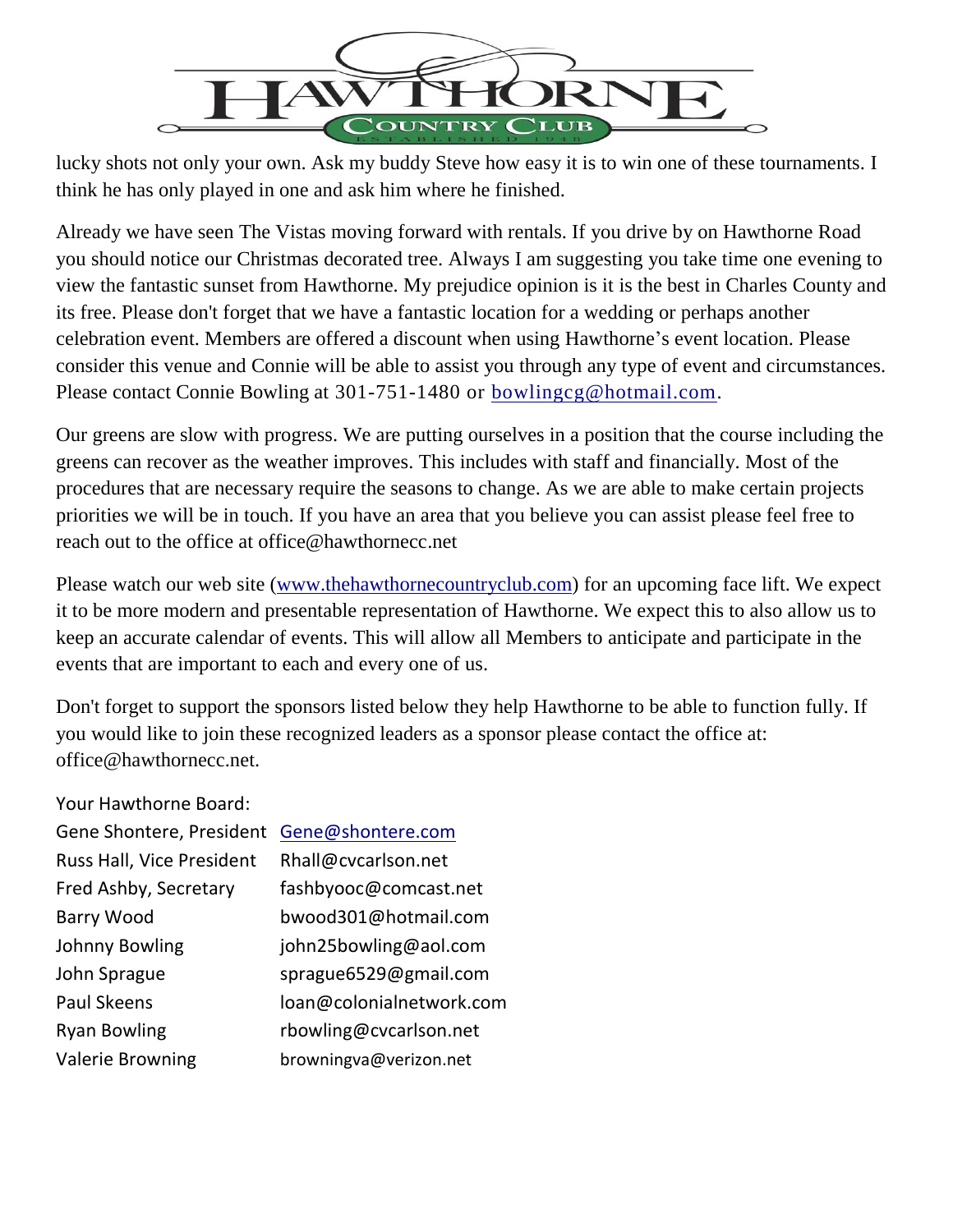lucky shots not only your own. Ask my buddy Steve how easy it is to win one of these tournaments. I think he has only played in one and ask him where he finished.

Already we have seen The Vistas moving forward with rentals. If you drive by on Hawthorne Road you should notice our Christmas decorated tree. Always I am suggesting you take time one evening to view the fantastic sunset from Hawthorne. My prejudice opinion is it is the best in Charles County and its free. Please don't forget that we have a fantastic location for a wedding or perhaps another celebration event. Members are offered a discount when using Hawthorne's event location. Please consider this venue and Connie will be able to assist you through any type of event and circumstances. Please contact Connie Bowling at 301-751-1480 or bowlingcg@hotmail.com.

Our greens are slow with progress. We are putting ourselves in a position that the course including the greens can recover as the weather improves. This includes with staff and financially. Most of the procedures that are necessary require the seasons to change. As we are able to make certain projects priorities we will be in touch. If you have an area that you believe you can assist please feel free to reach out to the office at office@hawthornecc.net

Please watch our web site (www.thehawthornecountryclub.com) for an upcoming face lift. We expect it to be more modern and presentable representation of Hawthorne. We expect this to also allow us to keep an accurate calendar of events. This will allow all Members to anticipate and participate in the events that are important to each and every one of us.

Don't forget to support the sponsors listed below they help Hawthorne to be able to function fully. If you would like to join these recognized leaders as a sponsor please contact the office at: office@hawthornecc.net.

Your Hawthorne Board:

| | |
|---|---|
| Gene Shontere, President | Gene@shontere.com |
| Russ Hall, Vice President | Rhall@cvcarlson.net |
| Fred Ashby, Secretary | fashbyooc@comcast.net |
| Barry Wood | bwood301@hotmail.com |
| Johnny Bowling | john25bowling@aol.com |
| John Sprague | sprague6529@gmail.com |
| Paul Skeens | loan@colonialnetwork.com |
| Ryan Bowling | rbowling@cvcarlson.net |
| Valerie Browning | browningva@verizon.net |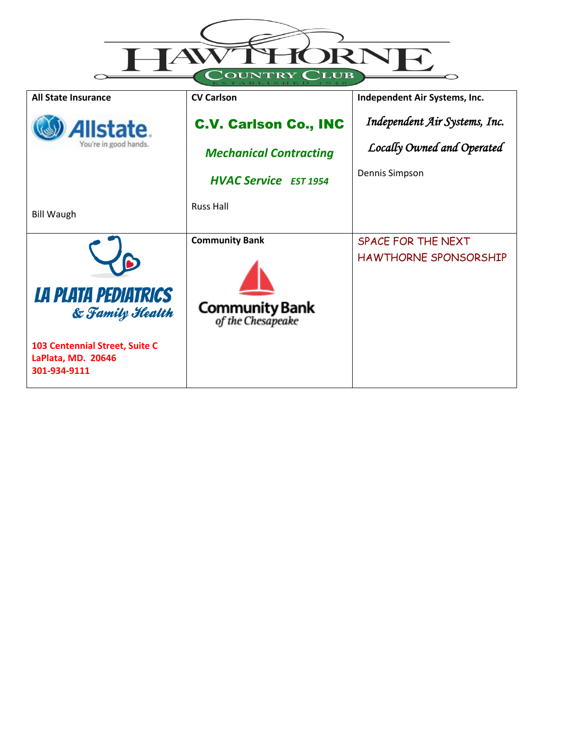# HAWTHORNE COUNTRY CLUB

ESTABLISHED 1948

| | | |
|---|---|---|
| **All State Insurance**<br><br>Allstate<br>You're in good hands.<br><br>Bill Waugh | **CV Carlson**<br><br>**C.V. Carlson Co., INC**<br><br>***Mechanical Contracting***<br><br>***HVAC Service*** ***EST 1954***<br><br>Russ Hall | **Independent Air Systems, Inc.**<br><br>*Independent Air Systems, Inc.*<br><br>*Locally Owned and Operated*<br><br>Dennis Simpson |
| LA PLATA PEDIATRICS<br>& Family Health<br><br>**103 Centennial Street, Suite C**<br>**LaPlata, MD. 20646**<br>**301-934-9111** | **Community Bank**<br><br>Community Bank<br>of the Chesapeake | SPACE FOR THE NEXT HAWTHORNE SPONSORSHIP |